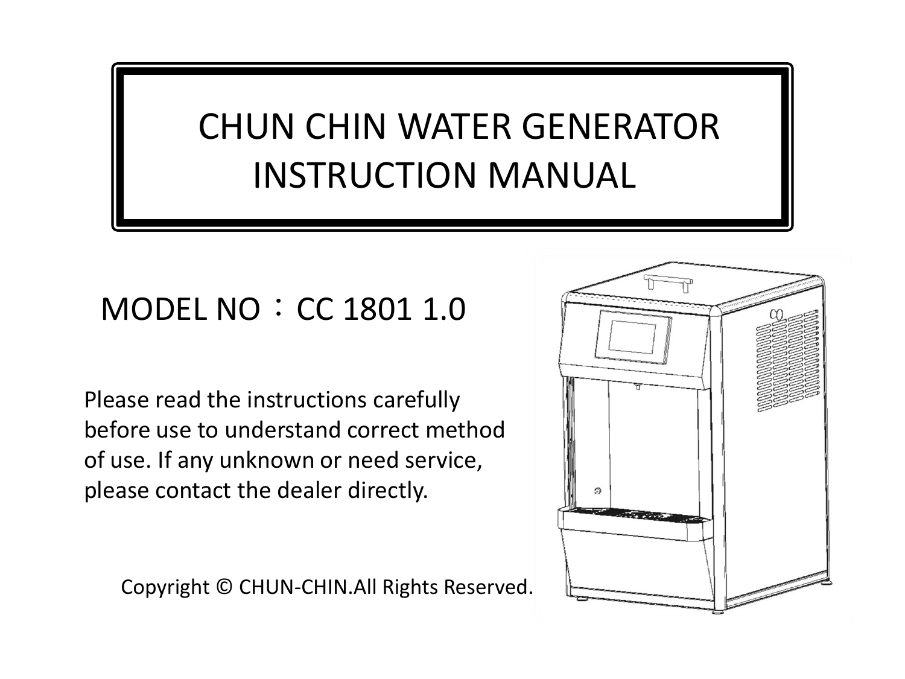# CHUN CHIN WATER GENERATOR INSTRUCTION MANUAL

## MODEL NO：CC 1801 1.0

Please read the instructions carefully before use to understand correct method of use. If any unknown or need service, please contact the dealer directly.

Copyright © CHUN-CHIN.All Rights Reserved.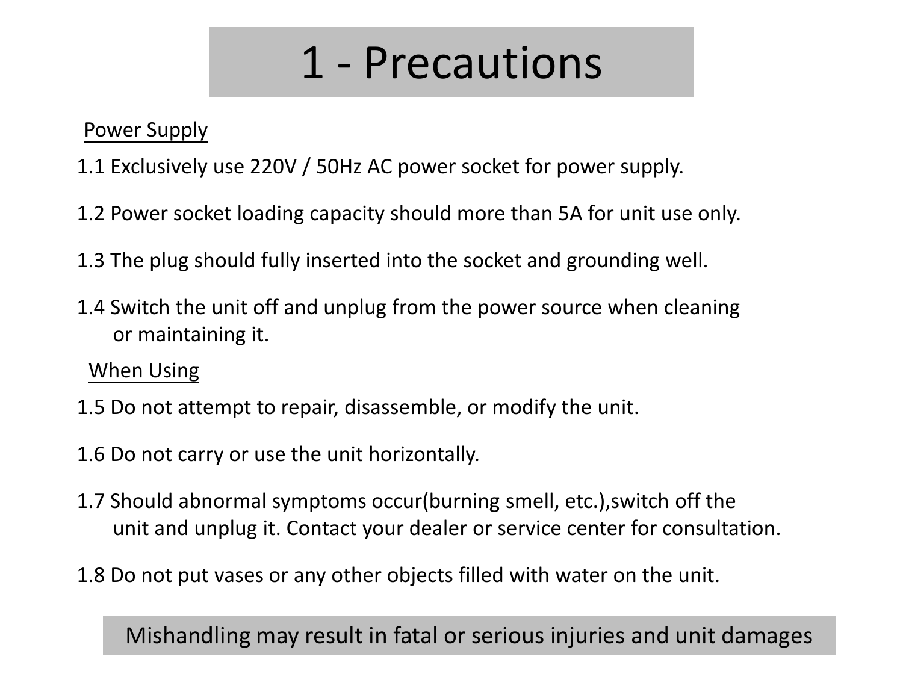# 1 - Precautions

<u>Power Supply</u>

1.1 Exclusively use 220V / 50Hz AC power socket for power supply.

1.2 Power socket loading capacity should more than 5A for unit use only.

1.3 The plug should fully inserted into the socket and grounding well.

1.4 Switch the unit off and unplug from the power source when cleaning or maintaining it.

<u>When Using</u>

1.5 Do not attempt to repair, disassemble, or modify the unit.

1.6 Do not carry or use the unit horizontally.

1.7 Should abnormal symptoms occur(burning smell, etc.),switch off the unit and unplug it. Contact your dealer or service center for consultation.

1.8 Do not put vases or any other objects filled with water on the unit.

**Mishandling may result in fatal or serious injuries and unit damages**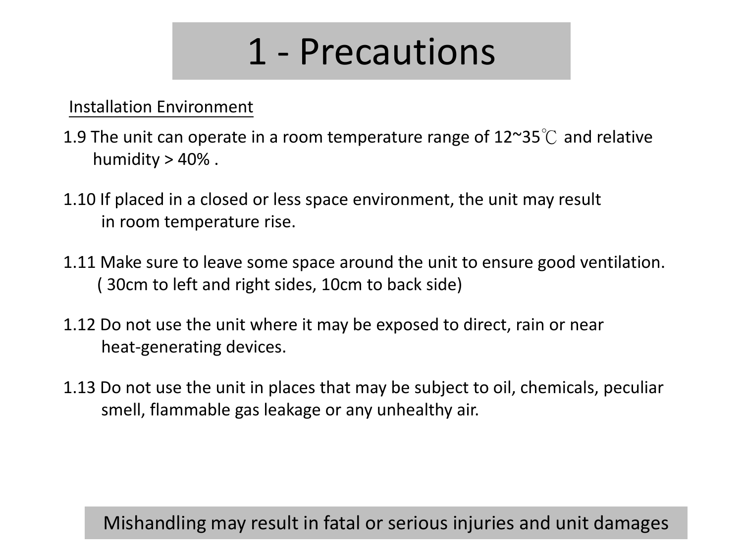# 1 - Precautions

Installation Environment

1.9 The unit can operate in a room temperature range of 12~35℃ and relative humidity > 40% .

1.10 If placed in a closed or less space environment, the unit may result in room temperature rise.

1.11 Make sure to leave some space around the unit to ensure good ventilation. ( 30cm to left and right sides, 10cm to back side)

1.12 Do not use the unit where it may be exposed to direct, rain or near heat-generating devices.

1.13 Do not use the unit in places that may be subject to oil, chemicals, peculiar smell, flammable gas leakage or any unhealthy air.

Mishandling may result in fatal or serious injuries and unit damages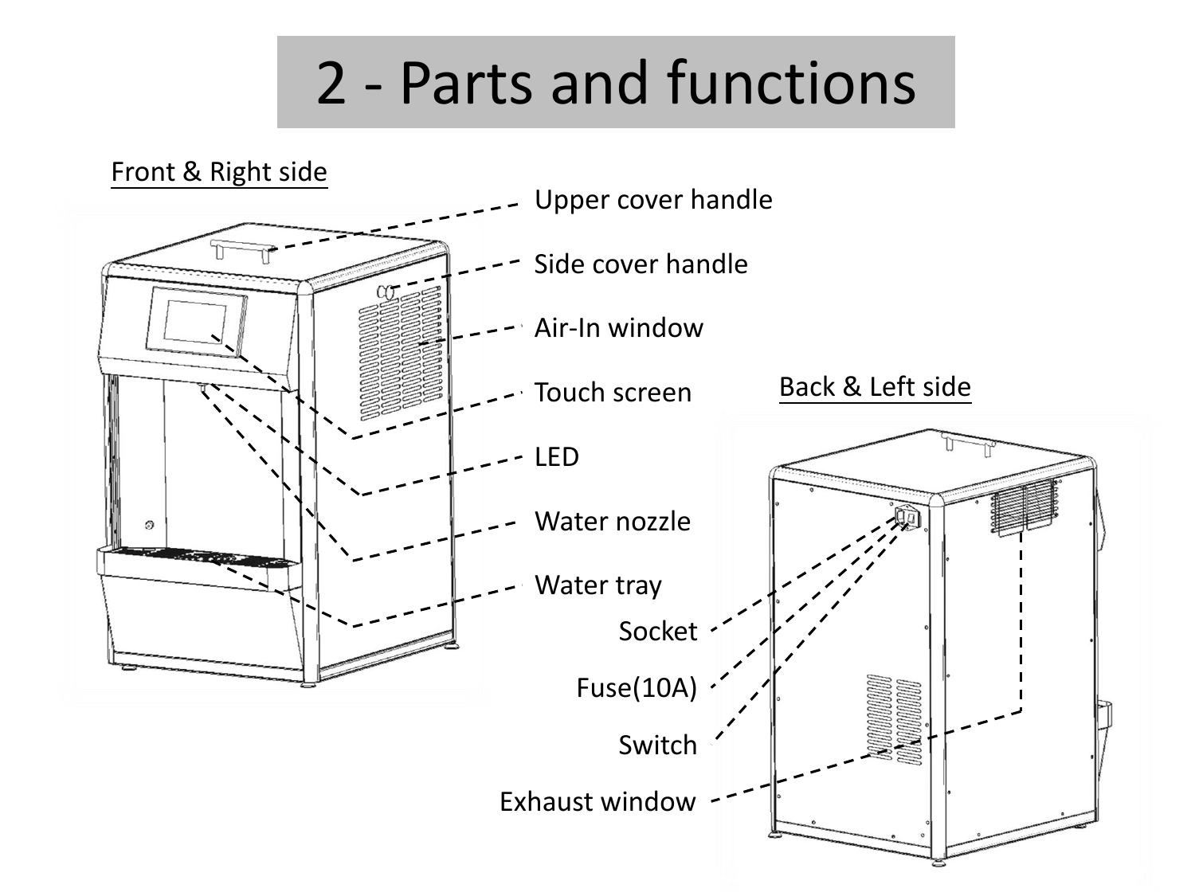# 2 - Parts and functions

Front & Right side

- Upper cover handle
- Side cover handle
- Air-In window
- Touch screen
- LED
- Water nozzle
- Water tray

Back & Left side

- Socket
- Fuse(10A)
- Switch
- Exhaust window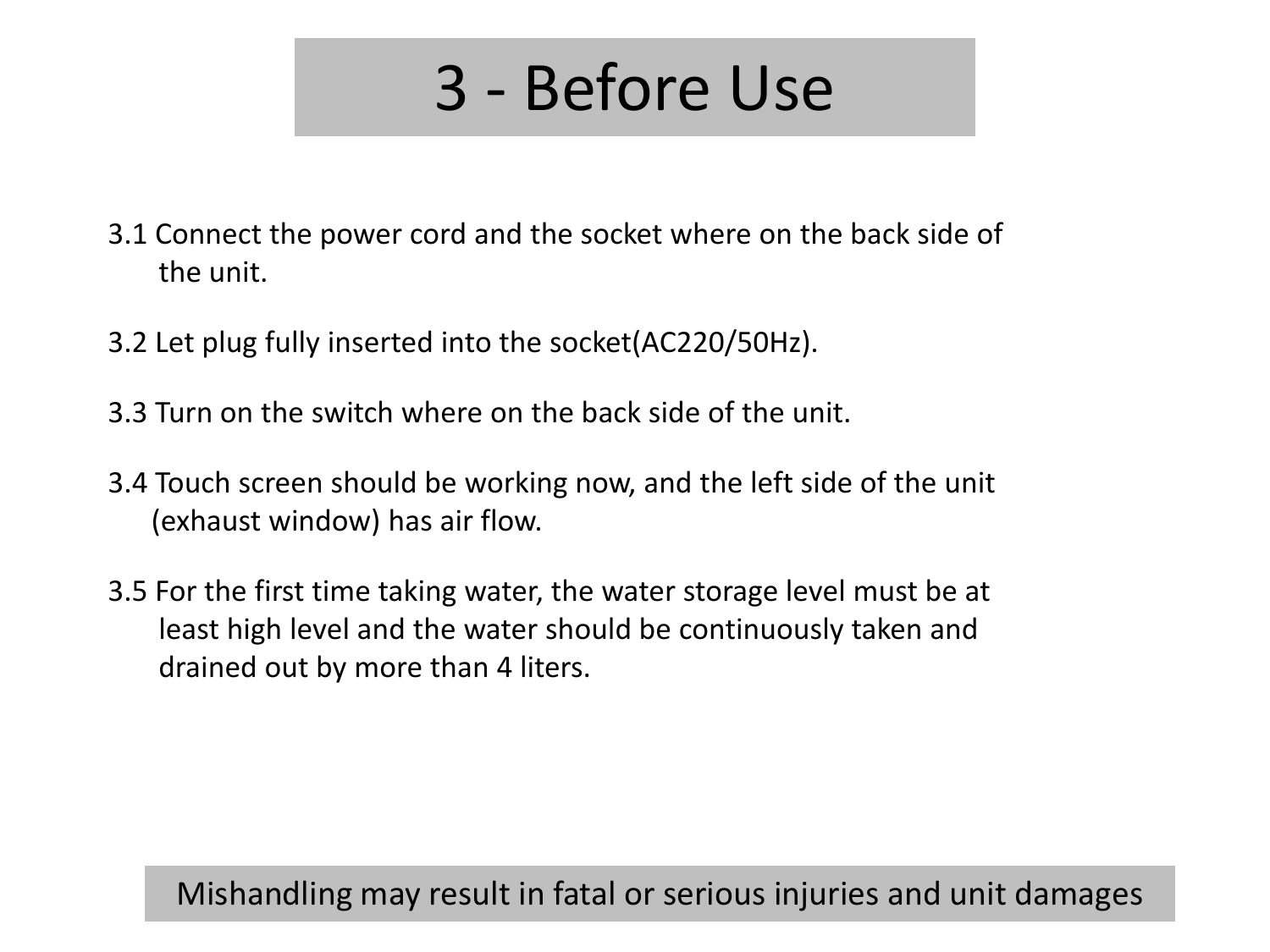# 3 - Before Use

3.1 Connect the power cord and the socket where on the back side of the unit.

3.2 Let plug fully inserted into the socket(AC220/50Hz).

3.3 Turn on the switch where on the back side of the unit.

3.4 Touch screen should be working now, and the left side of the unit (exhaust window) has air flow.

3.5 For the first time taking water, the water storage level must be at least high level and the water should be continuously taken and drained out by more than 4 liters.

Mishandling may result in fatal or serious injuries and unit damages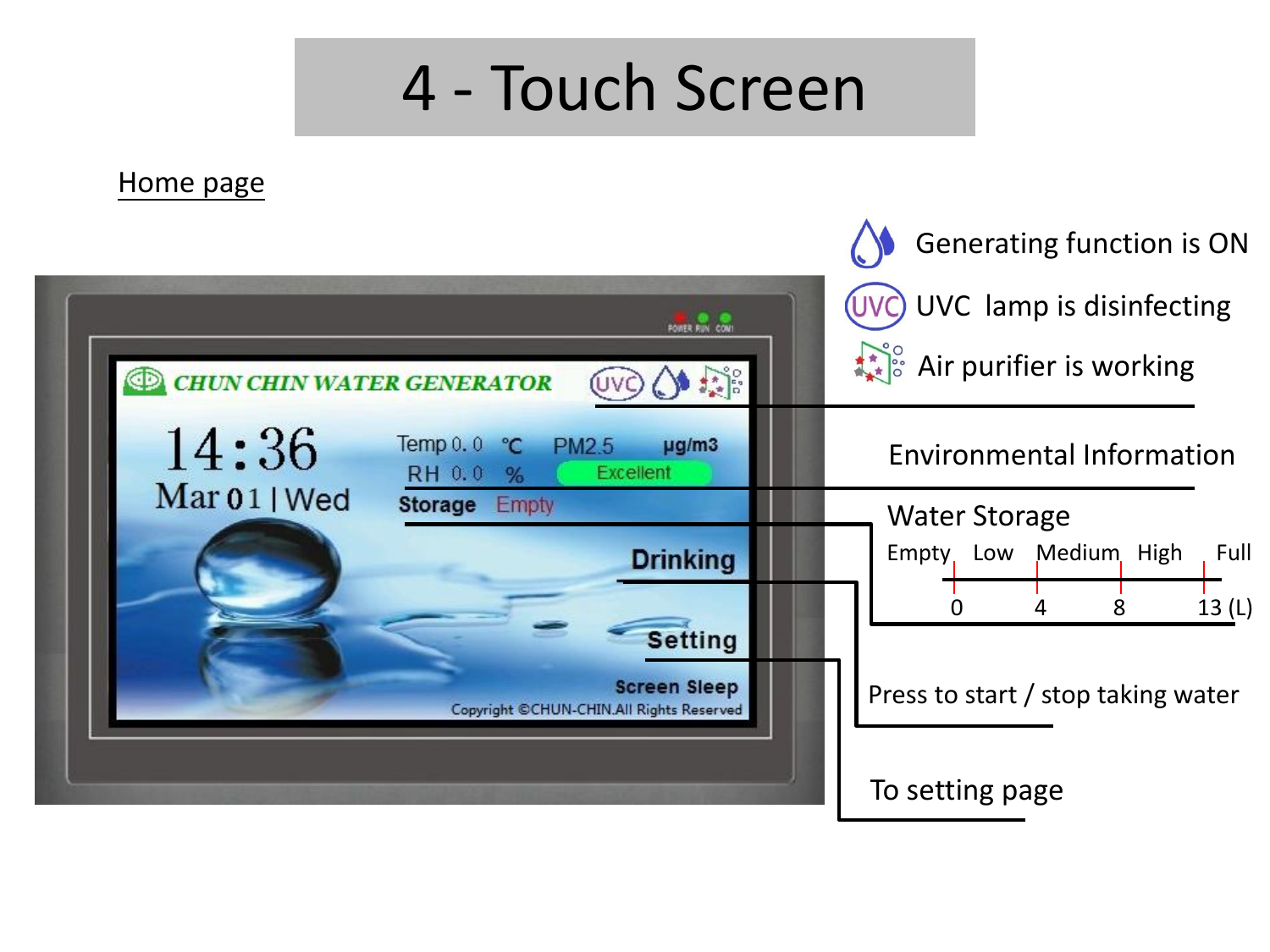# 4 - Touch Screen

Home page

CHUN CHIN WATER GENERATOR

14:36

Mar 01 | Wed

Temp 0.0 ℃ PM2.5 μg/m3

RH 0.0 % Excellent

Storage Empty

Drinking

Setting

Screen Sleep

Copyright ©CHUN-CHIN.All Rights Reserved

Generating function is ON

UVC lamp is disinfecting

Air purifier is working

Environmental Information

Water Storage

| Empty | Low | Medium | High | Full |
|---|---|---|---|---|
| 0 | | 4 | 8 | 13 (L) |

Press to start / stop taking water

To setting page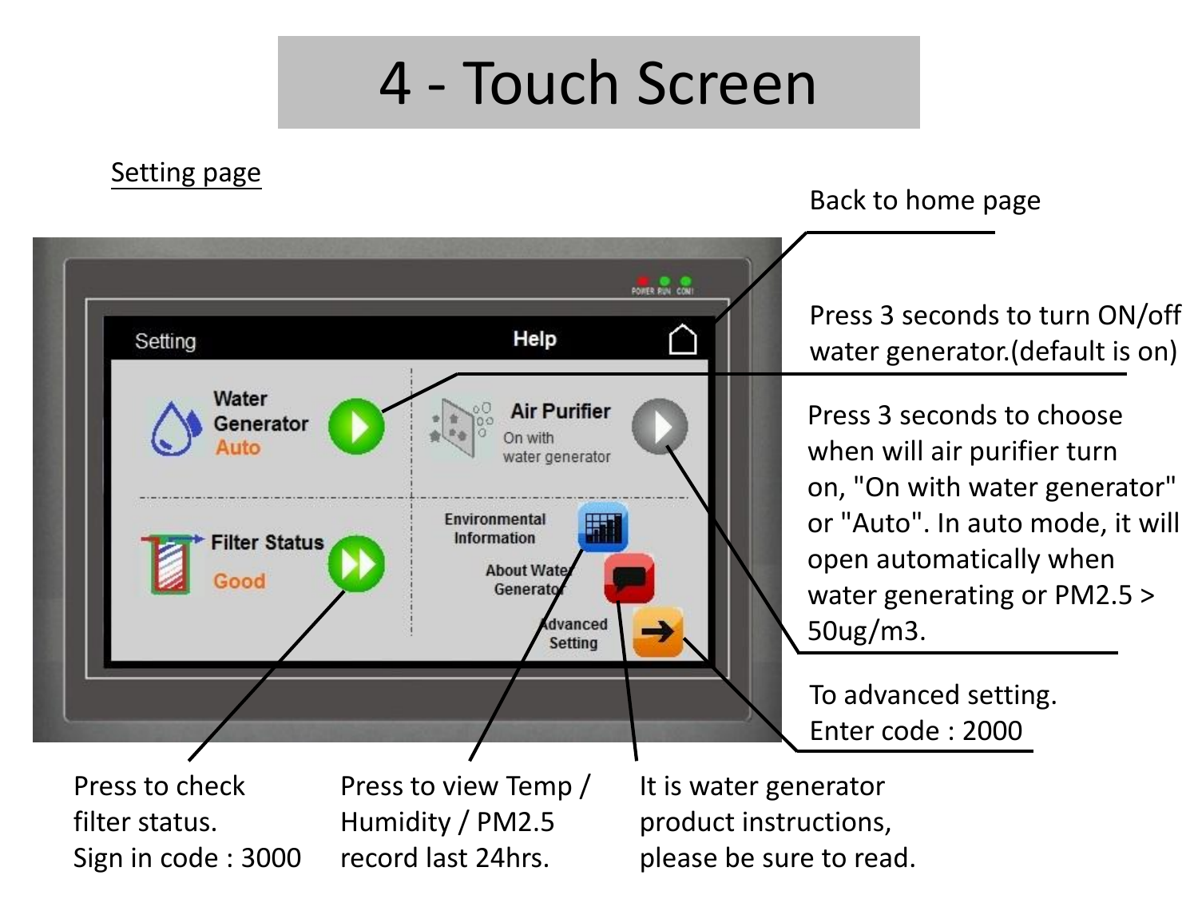# 4 - Touch Screen

Setting page

Back to home page

Press 3 seconds to turn ON/off water generator.(default is on)

Press 3 seconds to choose when will air purifier turn on, "On with water generator" or "Auto". In auto mode, it will open automatically when water generating or PM2.5 > 50ug/m3.

To advanced setting.
Enter code : 2000

Press to check filter status.
Sign in code : 3000

Press to view Temp / Humidity / PM2.5 record last 24hrs.

It is water generator product instructions, please be sure to read.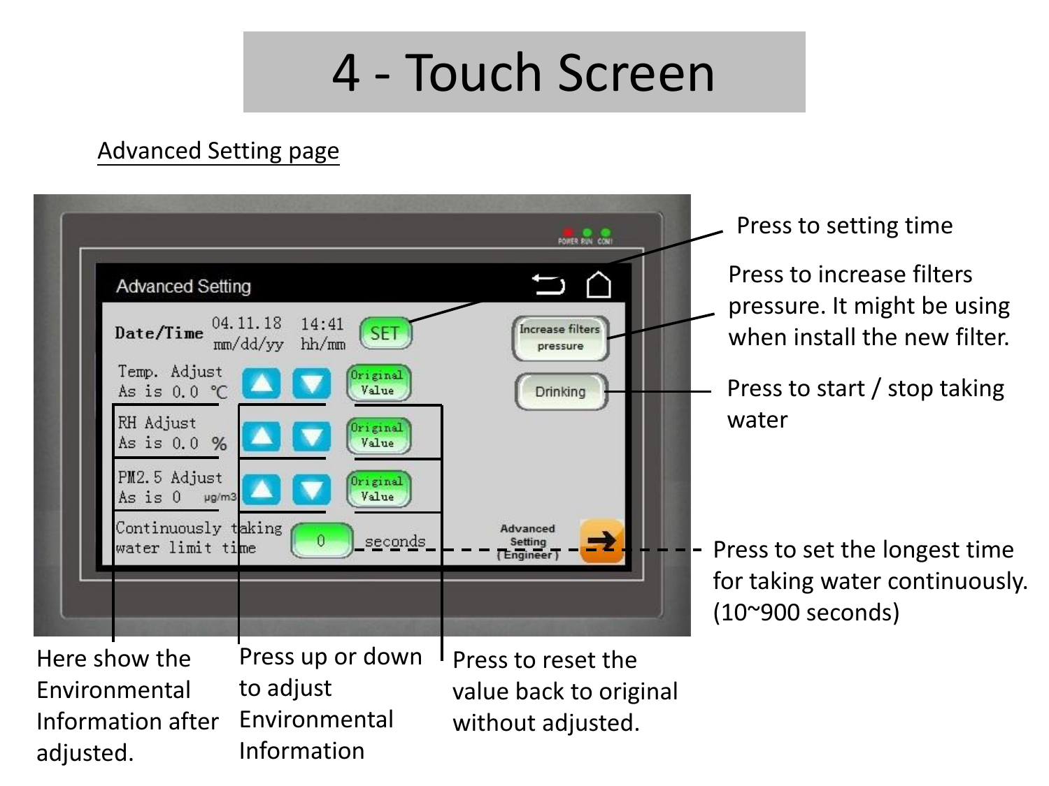# 4 - Touch Screen

Advanced Setting page

Advanced Setting

Date/Time 04.11.18 mm/dd/yy 14:41 hh/mm SET

Temp. Adjust As is 0.0 ℃ Original Value

RH Adjust As is 0.0 % Original Value

PM2.5 Adjust As is 0 μg/m3 Original Value

Continuously taking water limit time 0 seconds

Increase filters pressure

Drinking

Advanced Setting (Engineer)

Press to setting time

Press to increase filters pressure. It might be using when install the new filter.

Press to start / stop taking water

Press to set the longest time for taking water continuously. (10~900 seconds)

Here show the Environmental Information after adjusted.

Press up or down to adjust Environmental Information

Press to reset the value back to original without adjusted.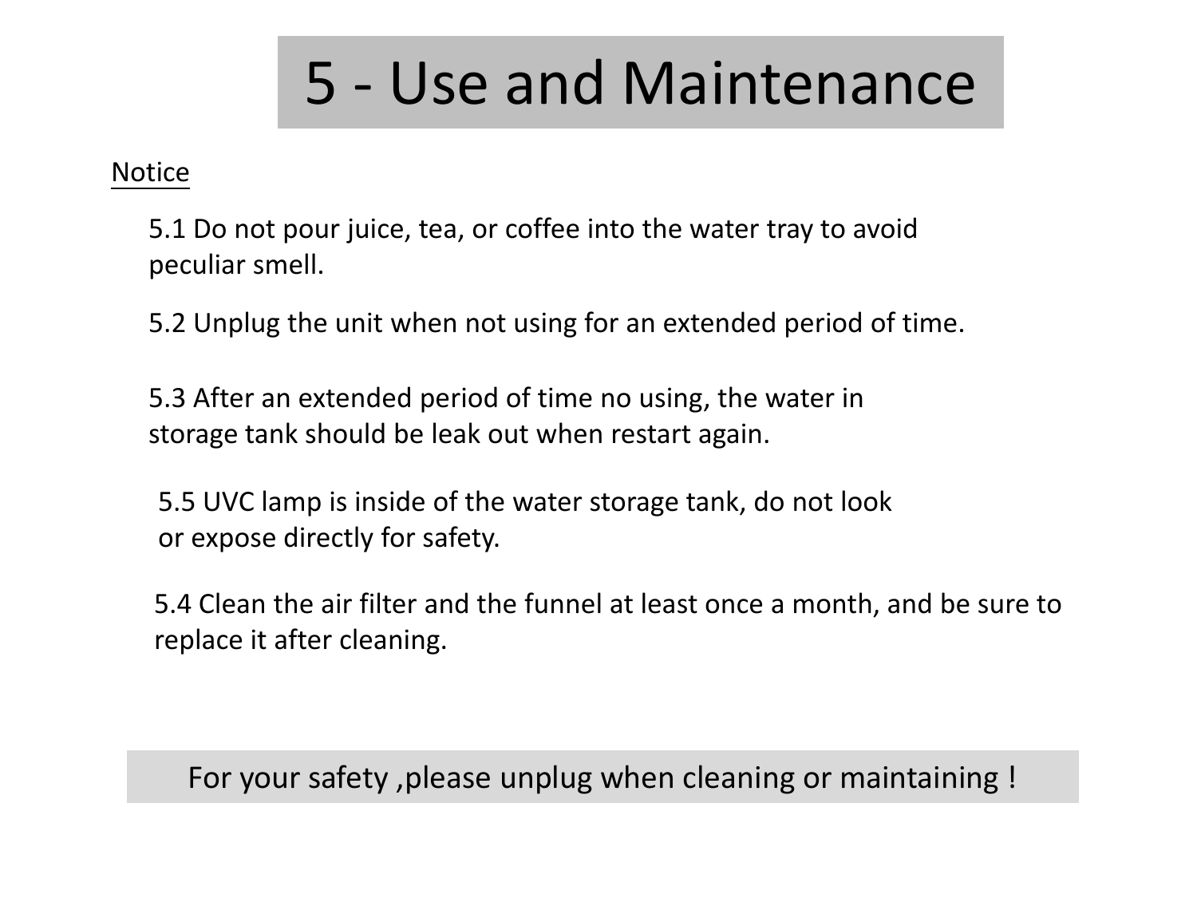# 5 - Use and Maintenance

Notice

5.1 Do not pour juice, tea, or coffee into the water tray to avoid peculiar smell.

5.2 Unplug the unit when not using for an extended period of time.

5.3 After an extended period of time no using, the water in storage tank should be leak out when restart again.

5.5 UVC lamp is inside of the water storage tank, do not look or expose directly for safety.

5.4 Clean the air filter and the funnel at least once a month, and be sure to replace it after cleaning.

For your safety ,please unplug when cleaning or maintaining !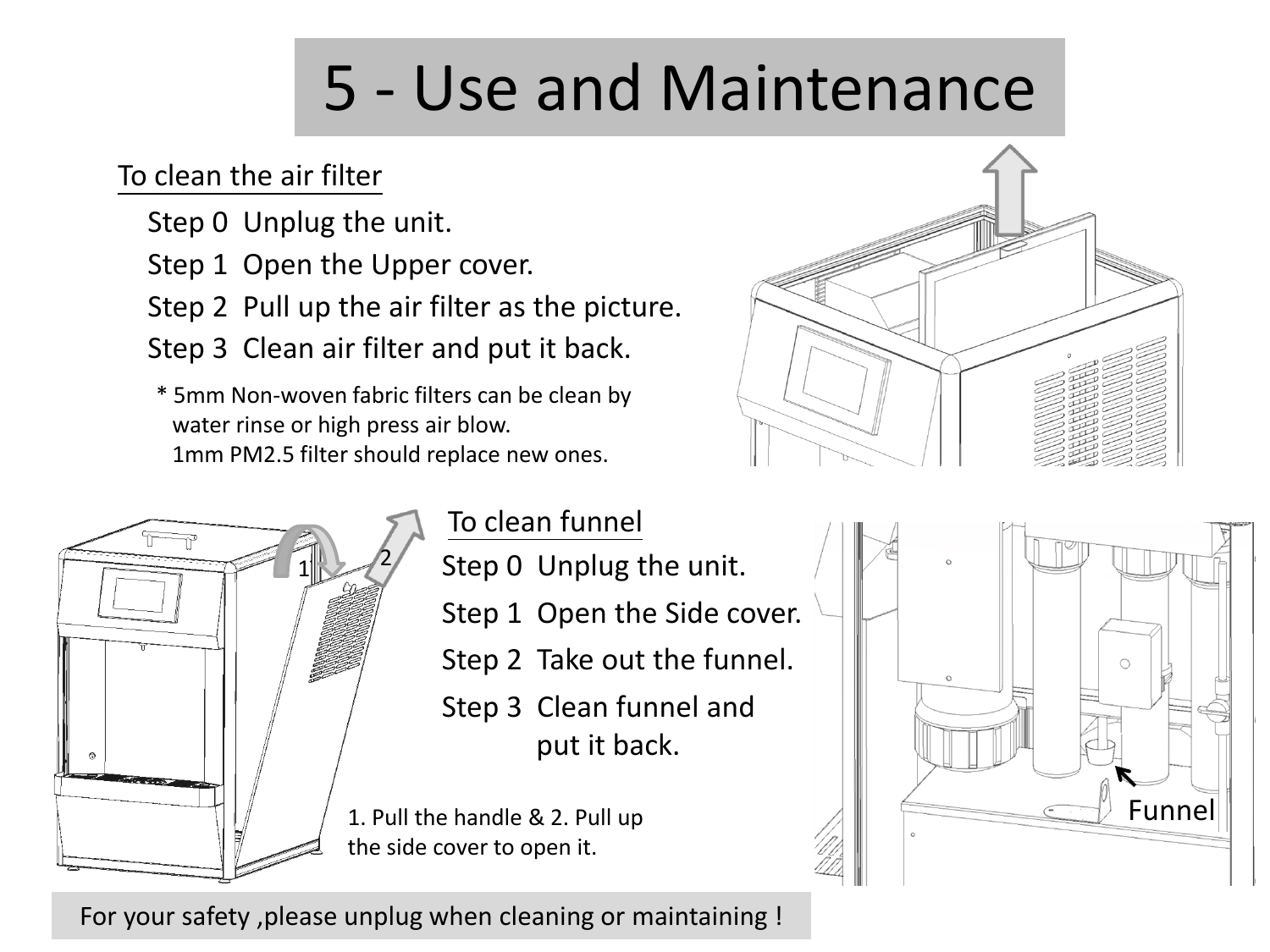# 5 - Use and Maintenance

To clean the air filter

Step 0 Unplug the unit.

Step 1 Open the Upper cover.

Step 2 Pull up the air filter as the picture.

Step 3 Clean air filter and put it back.

\* 5mm Non-woven fabric filters can be clean by water rinse or high press air blow.
1mm PM2.5 filter should replace new ones.

To clean funnel

Step 0 Unplug the unit.

Step 1 Open the Side cover.

Step 2 Take out the funnel.

Step 3 Clean funnel and put it back.

1. Pull the handle & 2. Pull up the side cover to open it.

Funnel

For your safety ,please unplug when cleaning or maintaining !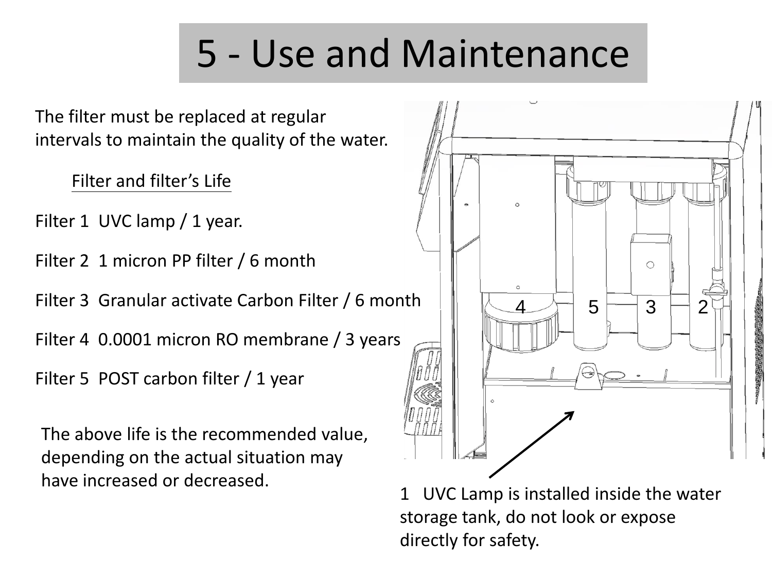# 5 - Use and Maintenance

The filter must be replaced at regular intervals to maintain the quality of the water.

Filter and filter's Life

Filter 1 UVC lamp / 1 year.

Filter 2 1 micron PP filter / 6 month

Filter 3 Granular activate Carbon Filter / 6 month

Filter 4 0.0001 micron RO membrane / 3 years

Filter 5 POST carbon filter / 1 year

The above life is the recommended value, depending on the actual situation may have increased or decreased.

4 5 3 2

1 UVC Lamp is installed inside the water storage tank, do not look or expose directly for safety.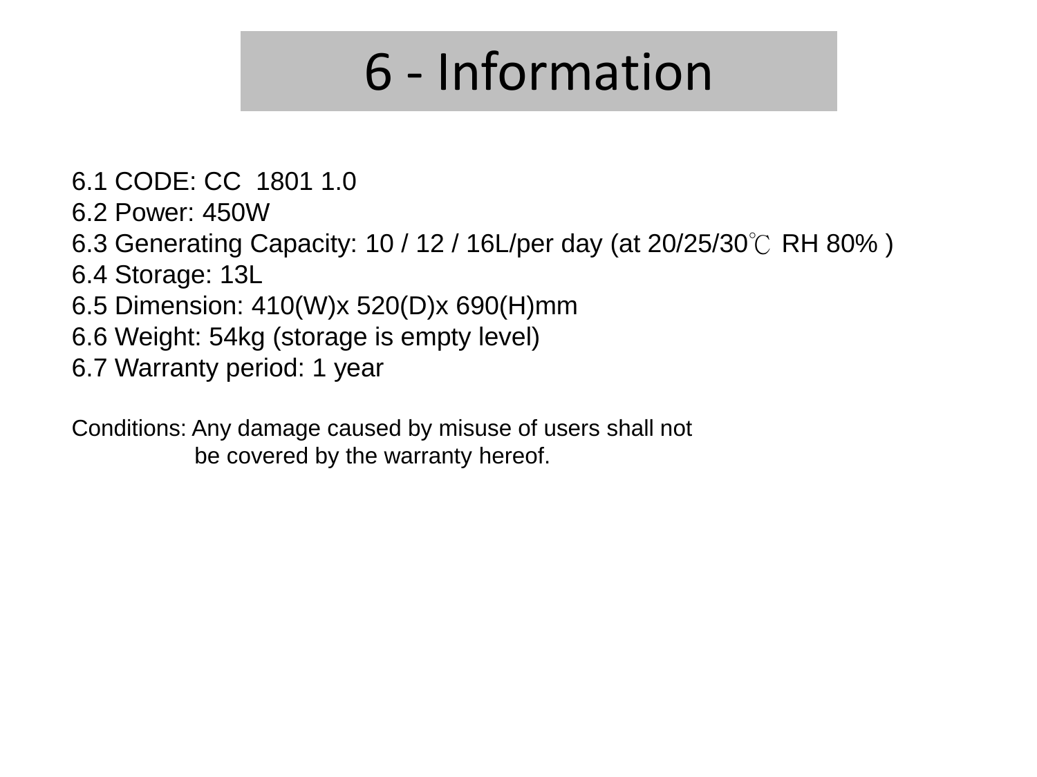# 6 - Information

6.1 CODE: CC  1801 1.0
6.2 Power: 450W
6.3 Generating Capacity: 10 / 12 / 16L/per day (at 20/25/30℃ RH 80% )
6.4 Storage: 13L
6.5 Dimension: 410(W)x 520(D)x 690(H)mm
6.6 Weight: 54kg (storage is empty level)
6.7 Warranty period: 1 year

Conditions: Any damage caused by misuse of users shall not be covered by the warranty hereof.